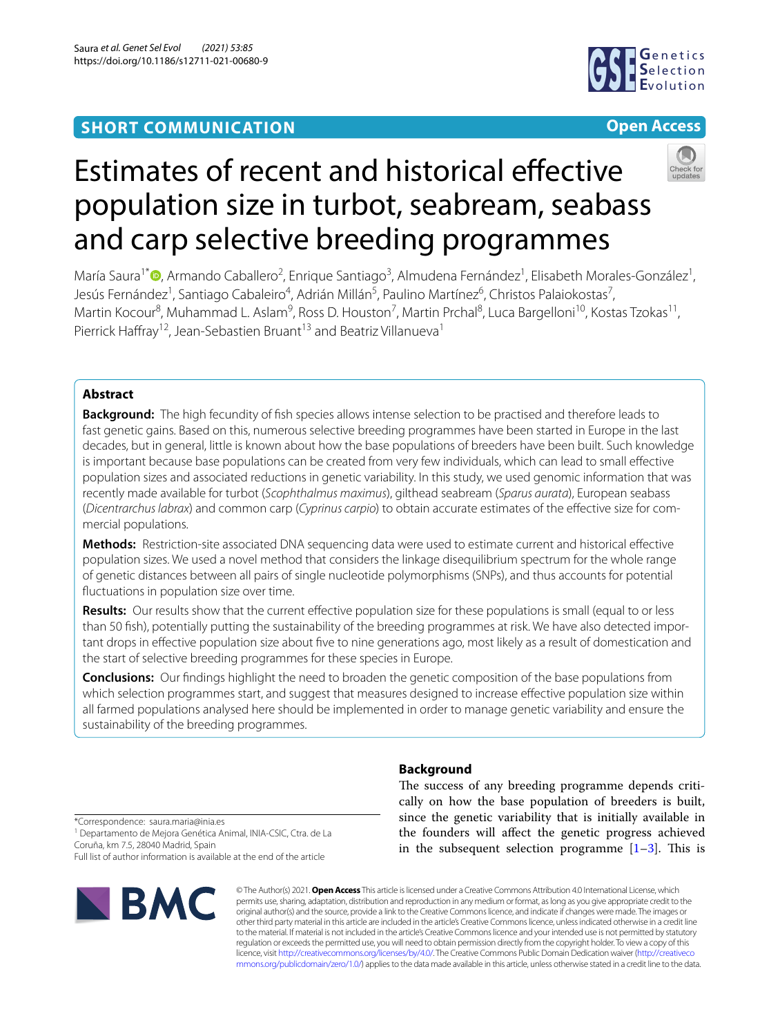SHORT COMMUNICATION

Open Access

# Estimates of recent and historical effective population size in turbot, seabream, seabass and carp selective breeding programmes

María Saura[1*], Armando Caballero[2], Enrique Santiago[3], Almudena Fernández[1], Elisabeth Morales-González[1], Jesús Fernández[1], Santiago Cabaleiro[4], Adrián Millán[5], Paulino Martínez[6], Christos Palaiokostas[7], Martin Kocour[8], Muhammad L. Aslam[9], Ross D. Houston[7], Martin Prchal[8], Luca Bargelloni[10], Kostas Tzokas[11], Pierrick Haffray[12], Jean-Sebastien Bruant[13] and Beatriz Villanueva[1]

## Abstract

**Background:** The high fecundity of fish species allows intense selection to be practised and therefore leads to fast genetic gains. Based on this, numerous selective breeding programmes have been started in Europe in the last decades, but in general, little is known about how the base populations of breeders have been built. Such knowledge is important because base populations can be created from very few individuals, which can lead to small effective population sizes and associated reductions in genetic variability. In this study, we used genomic information that was recently made available for turbot (*Scophthalmus maximus*), gilthead seabream (*Sparus aurata*), European seabass (*Dicentrarchus labrax*) and common carp (*Cyprinus carpio*) to obtain accurate estimates of the effective size for commercial populations.

**Methods:** Restriction-site associated DNA sequencing data were used to estimate current and historical effective population sizes. We used a novel method that considers the linkage disequilibrium spectrum for the whole range of genetic distances between all pairs of single nucleotide polymorphisms (SNPs), and thus accounts for potential fluctuations in population size over time.

**Results:** Our results show that the current effective population size for these populations is small (equal to or less than 50 fish), potentially putting the sustainability of the breeding programmes at risk. We have also detected important drops in effective population size about five to nine generations ago, most likely as a result of domestication and the start of selective breeding programmes for these species in Europe.

**Conclusions:** Our findings highlight the need to broaden the genetic composition of the base populations from which selection programmes start, and suggest that measures designed to increase effective population size within all farmed populations analysed here should be implemented in order to manage genetic variability and ensure the sustainability of the breeding programmes.

## Background

The success of any breeding programme depends critically on how the base population of breeders is built, since the genetic variability that is initially available in the founders will affect the genetic progress achieved in the subsequent selection programme [1–3]. This is

*Correspondence: saura.maria@inia.es
[1] Departamento de Mejora Genética Animal, INIA-CSIC, Ctra. de La Coruña, km 7.5, 28040 Madrid, Spain
Full list of author information is available at the end of the article

© The Author(s) 2021. **Open Access** This article is licensed under a Creative Commons Attribution 4.0 International License, which permits use, sharing, adaptation, distribution and reproduction in any medium or format, as long as you give appropriate credit to the original author(s) and the source, provide a link to the Creative Commons licence, and indicate if changes were made. The images or other third party material in this article are included in the article's Creative Commons licence, unless indicated otherwise in a credit line to the material. If material is not included in the article's Creative Commons licence and your intended use is not permitted by statutory regulation or exceeds the permitted use, you will need to obtain permission directly from the copyright holder. To view a copy of this licence, visit http://creativecommons.org/licenses/by/4.0/. The Creative Commons Public Domain Dedication waiver (http://creativecommons.org/publicdomain/zero/1.0/) applies to the data made available in this article, unless otherwise stated in a credit line to the data.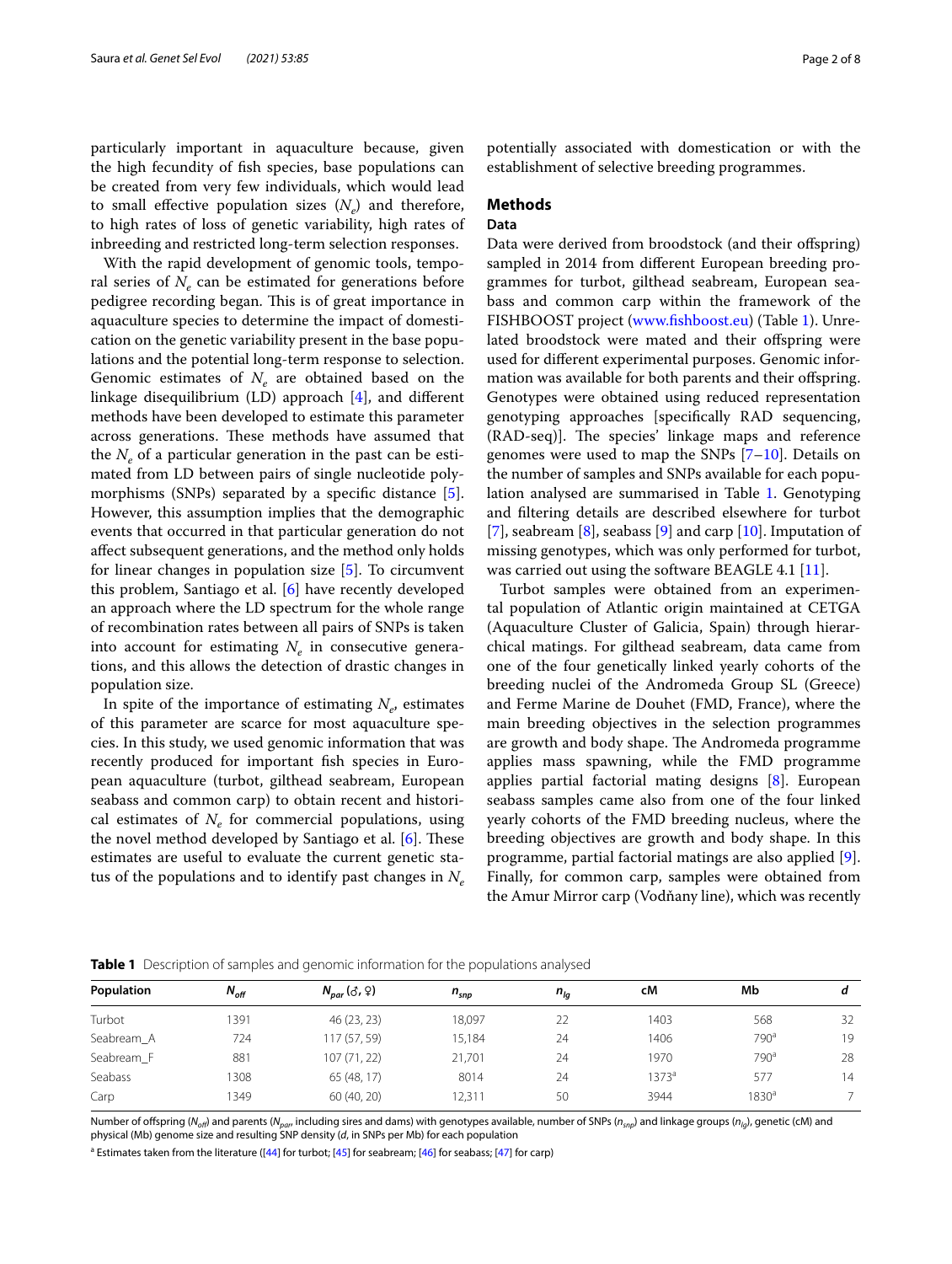particularly important in aquaculture because, given the high fecundity of fish species, base populations can be created from very few individuals, which would lead to small effective population sizes ($N_e$) and therefore, to high rates of loss of genetic variability, high rates of inbreeding and restricted long-term selection responses.

With the rapid development of genomic tools, temporal series of $N_e$ can be estimated for generations before pedigree recording began. This is of great importance in aquaculture species to determine the impact of domestication on the genetic variability present in the base populations and the potential long-term response to selection. Genomic estimates of $N_e$ are obtained based on the linkage disequilibrium (LD) approach [4], and different methods have been developed to estimate this parameter across generations. These methods have assumed that the $N_e$ of a particular generation in the past can be estimated from LD between pairs of single nucleotide polymorphisms (SNPs) separated by a specific distance [5]. However, this assumption implies that the demographic events that occurred in that particular generation do not affect subsequent generations, and the method only holds for linear changes in population size [5]. To circumvent this problem, Santiago et al. [6] have recently developed an approach where the LD spectrum for the whole range of recombination rates between all pairs of SNPs is taken into account for estimating $N_e$ in consecutive generations, and this allows the detection of drastic changes in population size.

In spite of the importance of estimating $N_e$, estimates of this parameter are scarce for most aquaculture species. In this study, we used genomic information that was recently produced for important fish species in European aquaculture (turbot, gilthead seabream, European seabass and common carp) to obtain recent and historical estimates of $N_e$ for commercial populations, using the novel method developed by Santiago et al. [6]. These estimates are useful to evaluate the current genetic status of the populations and to identify past changes in $N_e$ potentially associated with domestication or with the establishment of selective breeding programmes.

## Methods

### Data

Data were derived from broodstock (and their offspring) sampled in 2014 from different European breeding programmes for turbot, gilthead seabream, European seabass and common carp within the framework of the FISHBOOST project (www.fishboost.eu) (Table 1). Unrelated broodstock were mated and their offspring were used for different experimental purposes. Genomic information was available for both parents and their offspring. Genotypes were obtained using reduced representation genotyping approaches [specifically RAD sequencing, (RAD-seq)]. The species' linkage maps and reference genomes were used to map the SNPs [7–10]. Details on the number of samples and SNPs available for each population analysed are summarised in Table 1. Genotyping and filtering details are described elsewhere for turbot [7], seabream [8], seabass [9] and carp [10]. Imputation of missing genotypes, which was only performed for turbot, was carried out using the software BEAGLE 4.1 [11].

Turbot samples were obtained from an experimental population of Atlantic origin maintained at CETGA (Aquaculture Cluster of Galicia, Spain) through hierarchical matings. For gilthead seabream, data came from one of the four genetically linked yearly cohorts of the breeding nuclei of the Andromeda Group SL (Greece) and Ferme Marine de Douhet (FMD, France), where the main breeding objectives in the selection programmes are growth and body shape. The Andromeda programme applies mass spawning, while the FMD programme applies partial factorial mating designs [8]. European seabass samples came also from one of the four linked yearly cohorts of the FMD breeding nucleus, where the breeding objectives are growth and body shape. In this programme, partial factorial matings are also applied [9]. Finally, for common carp, samples were obtained from the Amur Mirror carp (Vodňany line), which was recently

**Table 1** Description of samples and genomic information for the populations analysed

| Population | $N_{off}$ | $N_{par}$ (♂, ♀) | $n_{snp}$ | $n_{lg}$ | cM | Mb | $d$ |
|---|---|---|---|---|---|---|---|
| Turbot | 1391 | 46 (23, 23) | 18,097 | 22 | 1403 | 568 | 32 |
| Seabream_A | 724 | 117 (57, 59) | 15,184 | 24 | 1406 | 790[a] | 19 |
| Seabream_F | 881 | 107 (71, 22) | 21,701 | 24 | 1970 | 790[a] | 28 |
| Seabass | 1308 | 65 (48, 17) | 8014 | 24 | 1373[a] | 577 | 14 |
| Carp | 1349 | 60 (40, 20) | 12,311 | 50 | 3944 | 1830[a] | 7 |

Number of offspring ($N_{off}$) and parents ($N_{par}$, including sires and dams) with genotypes available, number of SNPs ($n_{snp}$) and linkage groups ($n_{lg}$), genetic (cM) and physical (Mb) genome size and resulting SNP density ($d$, in SNPs per Mb) for each population

[a] Estimates taken from the literature ([44] for turbot; [45] for seabream; [46] for seabass; [47] for carp)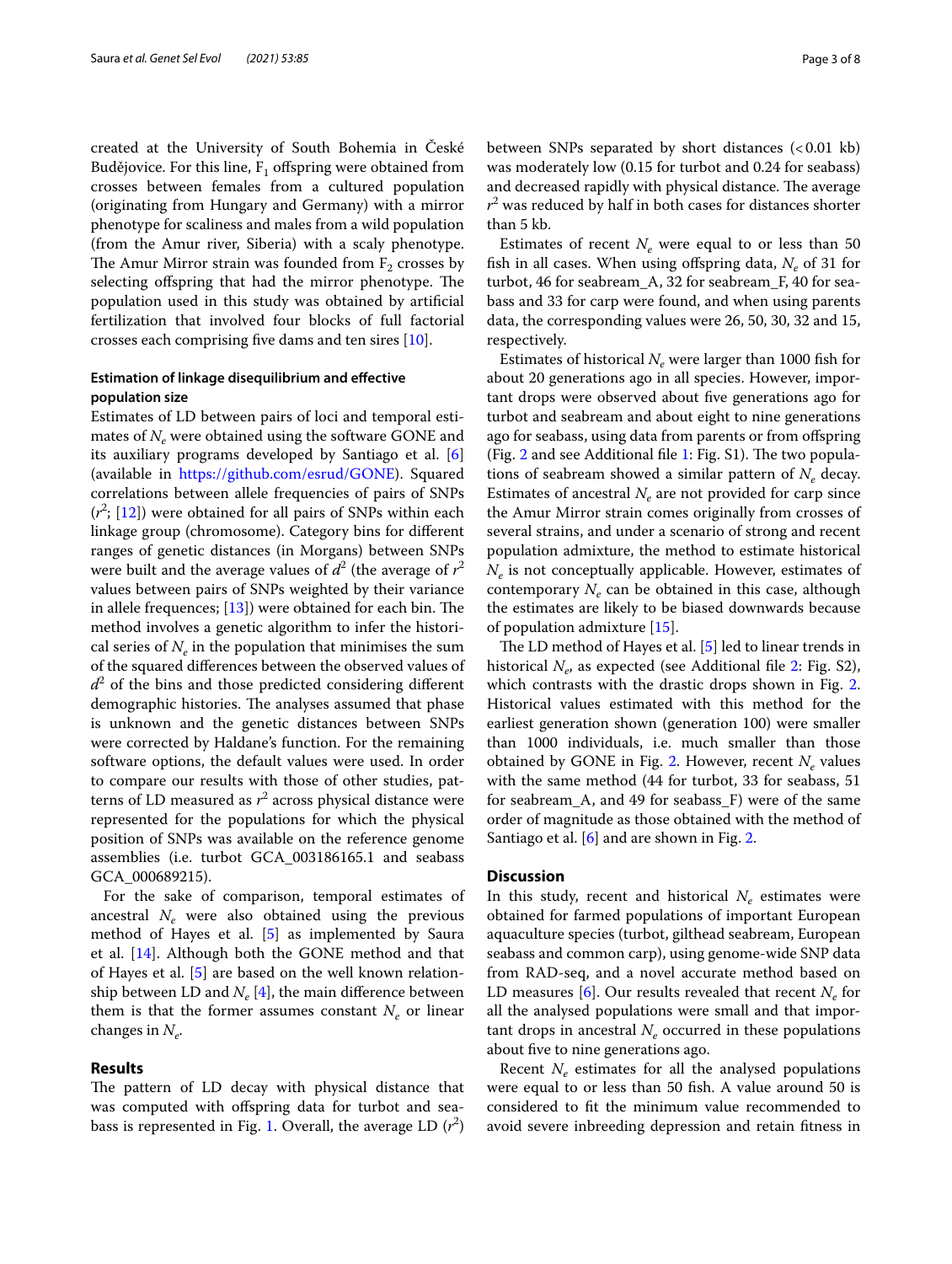created at the University of South Bohemia in České Budějovice. For this line, $F_1$ offspring were obtained from crosses between females from a cultured population (originating from Hungary and Germany) with a mirror phenotype for scaliness and males from a wild population (from the Amur river, Siberia) with a scaly phenotype. The Amur Mirror strain was founded from $F_2$ crosses by selecting offspring that had the mirror phenotype. The population used in this study was obtained by artificial fertilization that involved four blocks of full factorial crosses each comprising five dams and ten sires [10].

#### Estimation of linkage disequilibrium and effective population size

Estimates of LD between pairs of loci and temporal estimates of $N_e$ were obtained using the software GONE and its auxiliary programs developed by Santiago et al. [6] (available in https://github.com/esrud/GONE). Squared correlations between allele frequencies of pairs of SNPs ($r^2$; [12]) were obtained for all pairs of SNPs within each linkage group (chromosome). Category bins for different ranges of genetic distances (in Morgans) between SNPs were built and the average values of $d^2$ (the average of $r^2$ values between pairs of SNPs weighted by their variance in allele frequences; [13]) were obtained for each bin. The method involves a genetic algorithm to infer the historical series of $N_e$ in the population that minimises the sum of the squared differences between the observed values of $d^2$ of the bins and those predicted considering different demographic histories. The analyses assumed that phase is unknown and the genetic distances between SNPs were corrected by Haldane's function. For the remaining software options, the default values were used. In order to compare our results with those of other studies, patterns of LD measured as $r^2$ across physical distance were represented for the populations for which the physical position of SNPs was available on the reference genome assemblies (i.e. turbot GCA_003186165.1 and seabass GCA_000689215).

For the sake of comparison, temporal estimates of ancestral $N_e$ were also obtained using the previous method of Hayes et al. [5] as implemented by Saura et al. [14]. Although both the GONE method and that of Hayes et al. [5] are based on the well known relationship between LD and $N_e$ [4], the main difference between them is that the former assumes constant $N_e$ or linear changes in $N_e$.

## Results

The pattern of LD decay with physical distance that was computed with offspring data for turbot and seabass is represented in Fig. 1. Overall, the average LD ($r^2$) between SNPs separated by short distances (< 0.01 kb) was moderately low (0.15 for turbot and 0.24 for seabass) and decreased rapidly with physical distance. The average $r^2$ was reduced by half in both cases for distances shorter than 5 kb.

Estimates of recent $N_e$ were equal to or less than 50 fish in all cases. When using offspring data, $N_e$ of 31 for turbot, 46 for seabream_A, 32 for seabream_F, 40 for seabass and 33 for carp were found, and when using parents data, the corresponding values were 26, 50, 30, 32 and 15, respectively.

Estimates of historical $N_e$ were larger than 1000 fish for about 20 generations ago in all species. However, important drops were observed about five generations ago for turbot and seabream and about eight to nine generations ago for seabass, using data from parents or from offspring (Fig. 2 and see Additional file 1: Fig. S1). The two populations of seabream showed a similar pattern of $N_e$ decay. Estimates of ancestral $N_e$ are not provided for carp since the Amur Mirror strain comes originally from crosses of several strains, and under a scenario of strong and recent population admixture, the method to estimate historical $N_e$ is not conceptually applicable. However, estimates of contemporary $N_e$ can be obtained in this case, although the estimates are likely to be biased downwards because of population admixture [15].

The LD method of Hayes et al. [5] led to linear trends in historical $N_e$, as expected (see Additional file 2: Fig. S2), which contrasts with the drastic drops shown in Fig. 2. Historical values estimated with this method for the earliest generation shown (generation 100) were smaller than 1000 individuals, i.e. much smaller than those obtained by GONE in Fig. 2. However, recent $N_e$ values with the same method (44 for turbot, 33 for seabass, 51 for seabream_A, and 49 for seabass_F) were of the same order of magnitude as those obtained with the method of Santiago et al. [6] and are shown in Fig. 2.

## Discussion

In this study, recent and historical $N_e$ estimates were obtained for farmed populations of important European aquaculture species (turbot, gilthead seabream, European seabass and common carp), using genome-wide SNP data from RAD-seq, and a novel accurate method based on LD measures [6]. Our results revealed that recent $N_e$ for all the analysed populations were small and that important drops in ancestral $N_e$ occurred in these populations about five to nine generations ago.

Recent $N_e$ estimates for all the analysed populations were equal to or less than 50 fish. A value around 50 is considered to fit the minimum value recommended to avoid severe inbreeding depression and retain fitness in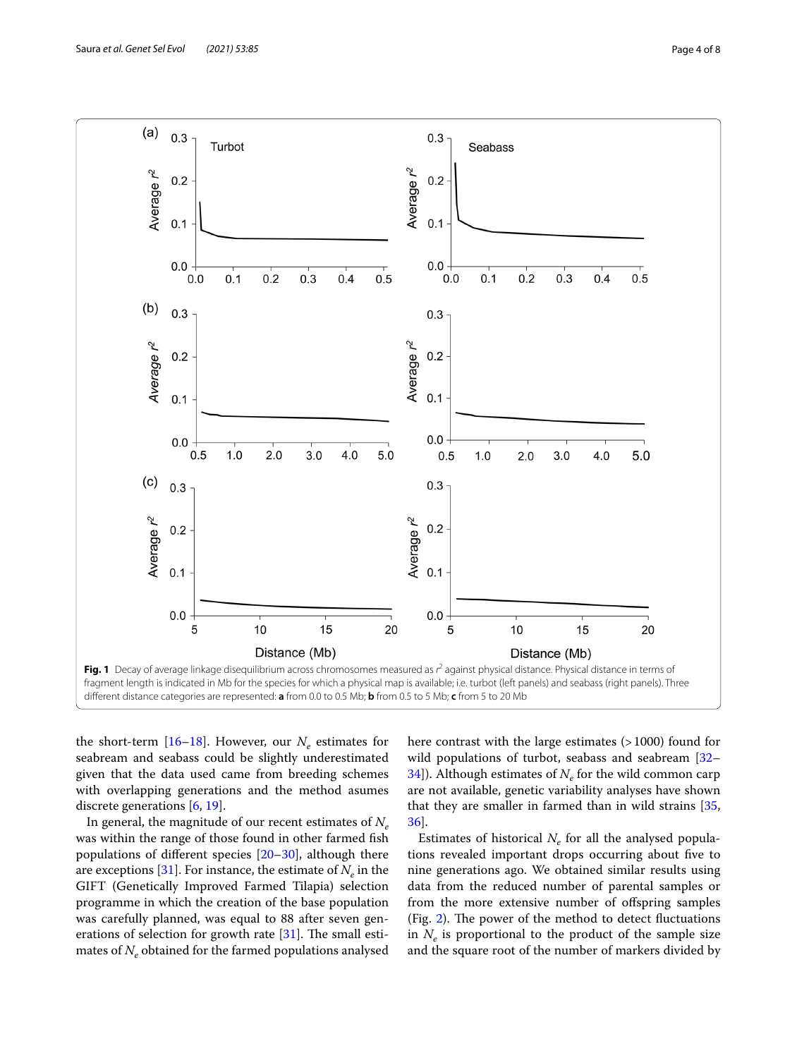Fig. 1 Decay of average linkage disequilibrium across chromosomes measured as $r^2$ against physical distance. Physical distance in terms of fragment length is indicated in Mb for the species for which a physical map is available; i.e. turbot (left panels) and seabass (right panels). Three different distance categories are represented: **a** from 0.0 to 0.5 Mb; **b** from 0.5 to 5 Mb; **c** from 5 to 20 Mb

the short-term [16–18]. However, our $N_e$ estimates for seabream and seabass could be slightly underestimated given that the data used came from breeding schemes with overlapping generations and the method asumes discrete generations [6, 19].

In general, the magnitude of our recent estimates of $N_e$ was within the range of those found in other farmed fish populations of different species [20–30], although there are exceptions [31]. For instance, the estimate of $N_e$ in the GIFT (Genetically Improved Farmed Tilapia) selection programme in which the creation of the base population was carefully planned, was equal to 88 after seven generations of selection for growth rate [31]. The small estimates of $N_e$ obtained for the farmed populations analysed here contrast with the large estimates (> 1000) found for wild populations of turbot, seabass and seabream [32–34]). Although estimates of $N_e$ for the wild common carp are not available, genetic variability analyses have shown that they are smaller in farmed than in wild strains [35, 36].

Estimates of historical $N_e$ for all the analysed populations revealed important drops occurring about five to nine generations ago. We obtained similar results using data from the reduced number of parental samples or from the more extensive number of offspring samples (Fig. 2). The power of the method to detect fluctuations in $N_e$ is proportional to the product of the sample size and the square root of the number of markers divided by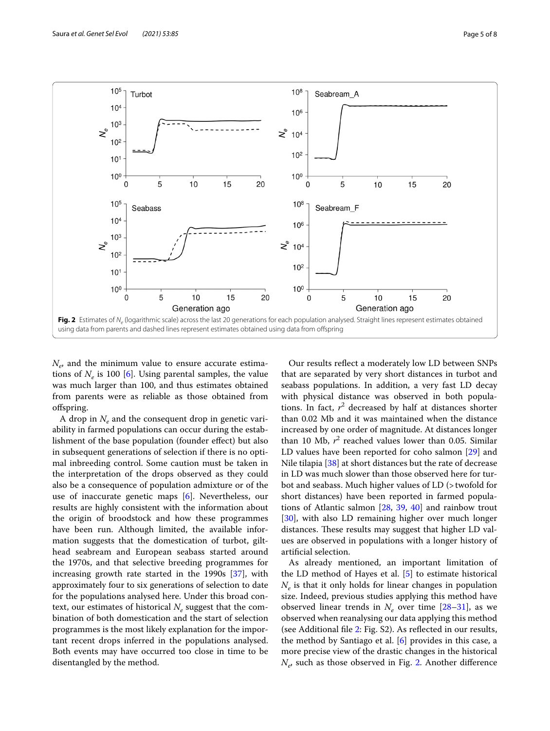**Fig. 2** Estimates of $N_e$ (logarithmic scale) across the last 20 generations for each population analysed. Straight lines represent estimates obtained using data from parents and dashed lines represent estimates obtained using data from offspring

$N_e$, and the minimum value to ensure accurate estimations of $N_e$ is 100 [6]. Using parental samples, the value was much larger than 100, and thus estimates obtained from parents were as reliable as those obtained from offspring.

A drop in $N_e$ and the consequent drop in genetic variability in farmed populations can occur during the establishment of the base population (founder effect) but also in subsequent generations of selection if there is no optimal inbreeding control. Some caution must be taken in the interpretation of the drops observed as they could also be a consequence of population admixture or of the use of inaccurate genetic maps [6]. Nevertheless, our results are highly consistent with the information about the origin of broodstock and how these programmes have been run. Although limited, the available information suggests that the domestication of turbot, gilthead seabream and European seabass started around the 1970s, and that selective breeding programmes for increasing growth rate started in the 1990s [37], with approximately four to six generations of selection to date for the populations analysed here. Under this broad context, our estimates of historical $N_e$ suggest that the combination of both domestication and the start of selection programmes is the most likely explanation for the important recent drops inferred in the populations analysed. Both events may have occurred too close in time to be disentangled by the method.

Our results reflect a moderately low LD between SNPs that are separated by very short distances in turbot and seabass populations. In addition, a very fast LD decay with physical distance was observed in both populations. In fact, $r^2$ decreased by half at distances shorter than 0.02 Mb and it was maintained when the distance increased by one order of magnitude. At distances longer than 10 Mb, $r^2$ reached values lower than 0.05. Similar LD values have been reported for coho salmon [29] and Nile tilapia [38] at short distances but the rate of decrease in LD was much slower than those observed here for turbot and seabass. Much higher values of LD (> twofold for short distances) have been reported in farmed populations of Atlantic salmon [28, 39, 40] and rainbow trout [30], with also LD remaining higher over much longer distances. These results may suggest that higher LD values are observed in populations with a longer history of artificial selection.

As already mentioned, an important limitation of the LD method of Hayes et al. [5] to estimate historical $N_e$ is that it only holds for linear changes in population size. Indeed, previous studies applying this method have observed linear trends in $N_e$ over time [28–31], as we observed when reanalysing our data applying this method (see Additional file 2: Fig. S2). As reflected in our results, the method by Santiago et al. [6] provides in this case, a more precise view of the drastic changes in the historical $N_e$, such as those observed in Fig. 2. Another difference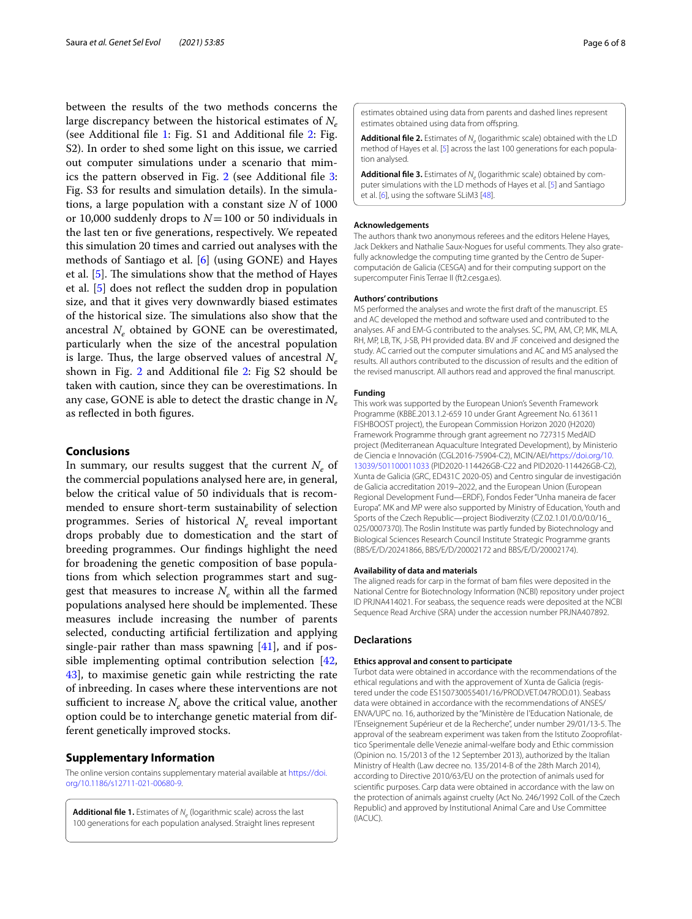between the results of the two methods concerns the large discrepancy between the historical estimates of $N_e$ (see Additional file 1: Fig. S1 and Additional file 2: Fig. S2). In order to shed some light on this issue, we carried out computer simulations under a scenario that mimics the pattern observed in Fig. 2 (see Additional file 3: Fig. S3 for results and simulation details). In the simulations, a large population with a constant size $N$ of 1000 or 10,000 suddenly drops to $N = 100$ or 50 individuals in the last ten or five generations, respectively. We repeated this simulation 20 times and carried out analyses with the methods of Santiago et al. [6] (using GONE) and Hayes et al. [5]. The simulations show that the method of Hayes et al. [5] does not reflect the sudden drop in population size, and that it gives very downwardly biased estimates of the historical size. The simulations also show that the ancestral $N_e$ obtained by GONE can be overestimated, particularly when the size of the ancestral population is large. Thus, the large observed values of ancestral $N_e$ shown in Fig. 2 and Additional file 2: Fig S2 should be taken with caution, since they can be overestimations. In any case, GONE is able to detect the drastic change in $N_e$ as reflected in both figures.

## Conclusions

In summary, our results suggest that the current $N_e$ of the commercial populations analysed here are, in general, below the critical value of 50 individuals that is recommended to ensure short-term sustainability of selection programmes. Series of historical $N_e$ reveal important drops probably due to domestication and the start of breeding programmes. Our findings highlight the need for broadening the genetic composition of base populations from which selection programmes start and suggest that measures to increase $N_e$ within all the farmed populations analysed here should be implemented. These measures include increasing the number of parents selected, conducting artificial fertilization and applying single-pair rather than mass spawning [41], and if possible implementing optimal contribution selection [42, 43], to maximise genetic gain while restricting the rate of inbreeding. In cases where these interventions are not sufficient to increase $N_e$ above the critical value, another option could be to interchange genetic material from different genetically improved stocks.

## Supplementary Information

The online version contains supplementary material available at https://doi.org/10.1186/s12711-021-00680-9.

**Additional file 1.** Estimates of $N_e$ (logarithmic scale) across the last 100 generations for each population analysed. Straight lines represent estimates obtained using data from parents and dashed lines represent estimates obtained using data from offspring.

**Additional file 2.** Estimates of $N_e$ (logarithmic scale) obtained with the LD method of Hayes et al. [5] across the last 100 generations for each population analysed.

**Additional file 3.** Estimates of $N_e$ (logarithmic scale) obtained by computer simulations with the LD methods of Hayes et al. [5] and Santiago et al. [6], using the software SLiM3 [48].

### Acknowledgements

The authors thank two anonymous referees and the editors Helene Hayes, Jack Dekkers and Nathalie Saux-Nogues for useful comments. They also gratefully acknowledge the computing time granted by the Centro de Supercomputación de Galicia (CESGA) and for their computing support on the supercomputer Finis Terrae II (ft2.cesga.es).

### Authors' contributions

MS performed the analyses and wrote the first draft of the manuscript. ES and AC developed the method and software used and contributed to the analyses. AF and EM-G contributed to the analyses. SC, PM, AM, CP, MK, MLA, RH, MP, LB, TK, J-SB, PH provided data. BV and JF conceived and designed the study. AC carried out the computer simulations and AC and MS analysed the results. All authors contributed to the discussion of results and the edition of the revised manuscript. All authors read and approved the final manuscript.

### Funding

This work was supported by the European Union's Seventh Framework Programme (KBBE.2013.1.2-659 10 under Grant Agreement No. 613611 FISHBOOST project), the European Commission Horizon 2020 (H2020) Framework Programme through grant agreement no 727315 MedAID project (Mediterranean Aquaculture Integrated Development), by Ministerio de Ciencia e Innovación (CGL2016-75904-C2), MCIN/AEI/https://doi.org/10.13039/501100011033 (PID2020-114426GB-C22 and PID2020-114426GB-C2), Xunta de Galicia (GRC, ED431C 2020-05) and Centro singular de investigación de Galicia accreditation 2019–2022, and the European Union (European Regional Development Fund—ERDF), Fondos Feder "Unha maneira de facer Europa". MK and MP were also supported by Ministry of Education, Youth and Sports of the Czech Republic—project Biodiverzity (CZ.02.1.01/0.0/0.0/16_025/0007370). The Roslin Institute was partly funded by Biotechnology and Biological Sciences Research Council Institute Strategic Programme grants (BBS/E/D/20241866, BBS/E/D/20002172 and BBS/E/D/20002174).

### Availability of data and materials

The aligned reads for carp in the format of bam files were deposited in the National Centre for Biotechnology Information (NCBI) repository under project ID PRJNA414021. For seabass, the sequence reads were deposited at the NCBI Sequence Read Archive (SRA) under the accession number PRJNA407892.

## Declarations

### Ethics approval and consent to participate

Turbot data were obtained in accordance with the recommendations of the ethical regulations and with the approvement of Xunta de Galicia (registered under the code ES150730055401/16/PROD.VET.047ROD.01). Seabass data were obtained in accordance with the recommendations of ANSES/ENVA/UPC no. 16, authorized by the "Ministère de l'Education Nationale, de l'Enseignement Supérieur et de la Recherche", under number 29/01/13-5. The approval of the seabream experiment was taken from the Istituto Zooprofilattico Sperimentale delle Venezie animal-welfare body and Ethic commission (Opinion no. 15/2013 of the 12 September 2013), authorized by the Italian Ministry of Health (Law decree no. 135/2014-B of the 28th March 2014), according to Directive 2010/63/EU on the protection of animals used for scientific purposes. Carp data were obtained in accordance with the law on the protection of animals against cruelty (Act No. 246/1992 Coll. of the Czech Republic) and approved by Institutional Animal Care and Use Committee (IACUC).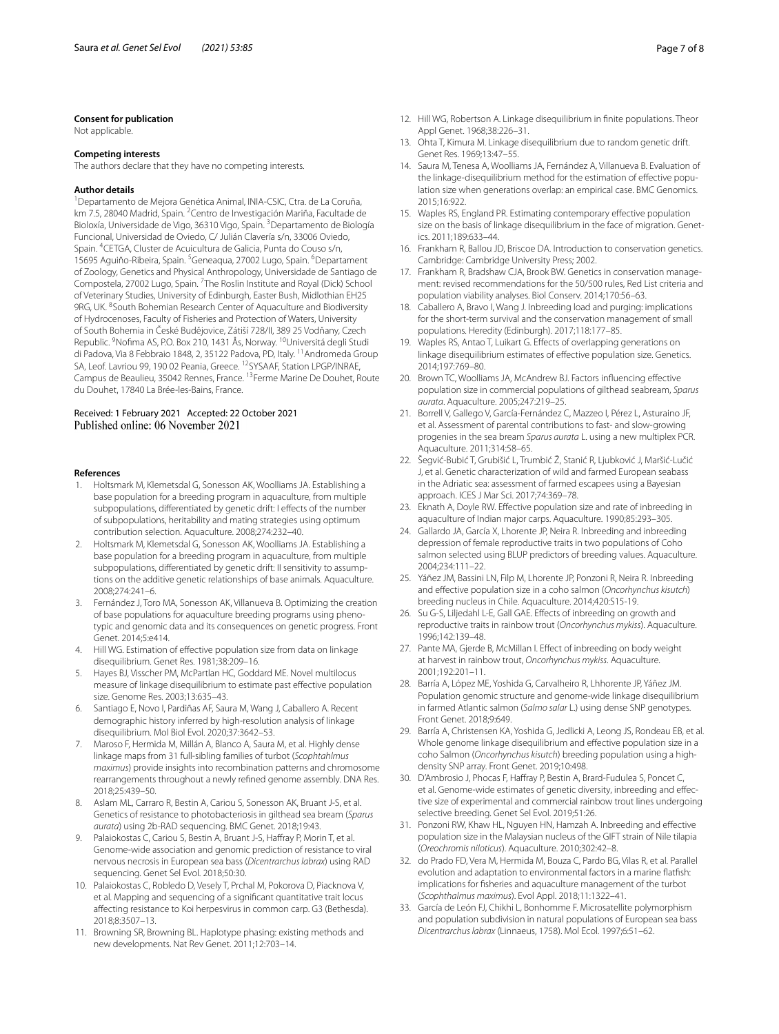**Consent for publication**

Not applicable.

**Competing interests**

The authors declare that they have no competing interests.

**Author details**

[1] Departamento de Mejora Genética Animal, INIA-CSIC, Ctra. de La Coruña, km 7.5, 28040 Madrid, Spain. [2] Centro de Investigación Mariña, Facultade de Bioloxía, Universidade de Vigo, 36310 Vigo, Spain. [3] Departamento de Biología Funcional, Universidad de Oviedo, C/ Julián Clavería s/n, 33006 Oviedo, Spain. [4] CETGA, Cluster de Acuicultura de Galicia, Punta do Couso s/n, 15695 Aguiño-Ribeira, Spain. [5] Geneaqua, 27002 Lugo, Spain. [6] Departament of Zoology, Genetics and Physical Anthropology, Universidade de Santiago de Compostela, 27002 Lugo, Spain. [7] The Roslin Institute and Royal (Dick) School of Veterinary Studies, University of Edinburgh, Easter Bush, Midlothian EH25 9RG, UK. [8] South Bohemian Research Center of Aquaculture and Biodiversity of Hydrocenoses, Faculty of Fisheries and Protection of Waters, University of South Bohemia in České Budějovice, Zátiší 728/II, 389 25 Vodňany, Czech Republic. [9] Nofima AS, P.O. Box 210, 1431 Ås, Norway. [10] Universitá degli Studi di Padova, Via 8 Febbraio 1848, 2, 35122 Padova, PD, Italy. [11] Andromeda Group SA, Leof. Lavriou 99, 190 02 Peania, Greece. [12] SYSAAF, Station LPGP/INRAE, Campus de Beaulieu, 35042 Rennes, France. [13] Ferme Marine De Douhet, Route du Douhet, 17840 La Brée-les-Bains, France.

Received: 1 February 2021 Accepted: 22 October 2021
Published online: 06 November 2021

**References**

1. Holtsmark M, Klemetsdal G, Sonesson AK, Woolliams JA. Establishing a base population for a breeding program in aquaculture, from multiple subpopulations, differentiated by genetic drift: I effects of the number of subpopulations, heritability and mating strategies using optimum contribution selection. Aquaculture. 2008;274:232–40.
2. Holtsmark M, Klemetsdal G, Sonesson AK, Woolliams JA. Establishing a base population for a breeding program in aquaculture, from multiple subpopulations, differentiated by genetic drift: II sensitivity to assumptions on the additive genetic relationships of base animals. Aquaculture. 2008;274:241–6.
3. Fernández J, Toro MA, Sonesson AK, Villanueva B. Optimizing the creation of base populations for aquaculture breeding programs using phenotypic and genomic data and its consequences on genetic progress. Front Genet. 2014;5:e414.
4. Hill WG. Estimation of effective population size from data on linkage disequilibrium. Genet Res. 1981;38:209–16.
5. Hayes BJ, Visscher PM, McPartlan HC, Goddard ME. Novel multilocus measure of linkage disequilibrium to estimate past effective population size. Genome Res. 2003;13:635–43.
6. Santiago E, Novo I, Pardiñas AF, Saura M, Wang J, Caballero A. Recent demographic history inferred by high-resolution analysis of linkage disequilibrium. Mol Biol Evol. 2020;37:3642–53.
7. Maroso F, Hermida M, Millán A, Blanco A, Saura M, et al. Highly dense linkage maps from 31 full-sibling families of turbot (*Scophtahlmus maximus*) provide insights into recombination patterns and chromosome rearrangements throughout a newly refined genome assembly. DNA Res. 2018;25:439–50.
8. Aslam ML, Carraro R, Bestin A, Cariou S, Sonesson AK, Bruant J-S, et al. Genetics of resistance to photobacteriosis in gilthead sea bream (*Sparus aurata*) using 2b-RAD sequencing. BMC Genet. 2018;19:43.
9. Palaiokostas C, Cariou S, Bestin A, Bruant J-S, Haffray P, Morin T, et al. Genome-wide association and genomic prediction of resistance to viral nervous necrosis in European sea bass (*Dicentrarchus labrax*) using RAD sequencing. Genet Sel Evol. 2018;50:30.
10. Palaiokostas C, Robledo D, Vesely T, Prchal M, Pokorova D, Piacknova V, et al. Mapping and sequencing of a significant quantitative trait locus affecting resistance to Koi herpesvirus in common carp. G3 (Bethesda). 2018;8:3507–13.
11. Browning SR, Browning BL. Haplotype phasing: existing methods and new developments. Nat Rev Genet. 2011;12:703–14.
12. Hill WG, Robertson A. Linkage disequilibrium in finite populations. Theor Appl Genet. 1968;38:226–31.
13. Ohta T, Kimura M. Linkage disequilibrium due to random genetic drift. Genet Res. 1969;13:47–55.
14. Saura M, Tenesa A, Woolliams JA, Fernández A, Villanueva B. Evaluation of the linkage-disequilibrium method for the estimation of effective population size when generations overlap: an empirical case. BMC Genomics. 2015;16:922.
15. Waples RS, England PR. Estimating contemporary effective population size on the basis of linkage disequilibrium in the face of migration. Genetics. 2011;189:633–44.
16. Frankham R, Ballou JD, Briscoe DA. Introduction to conservation genetics. Cambridge: Cambridge University Press; 2002.
17. Frankham R, Bradshaw CJA, Brook BW. Genetics in conservation management: revised recommendations for the 50/500 rules, Red List criteria and population viability analyses. Biol Conserv. 2014;170:56–63.
18. Caballero A, Bravo I, Wang J. Inbreeding load and purging: implications for the short-term survival and the conservation management of small populations. Heredity (Edinburgh). 2017;118:177–85.
19. Waples RS, Antao T, Luikart G. Effects of overlapping generations on linkage disequilibrium estimates of effective population size. Genetics. 2014;197:769–80.
20. Brown TC, Woolliams JA, McAndrew BJ. Factors influencing effective population size in commercial populations of gilthead seabream, *Sparus aurata*. Aquaculture. 2005;247:219–25.
21. Borrell V, Gallego V, García-Fernández C, Mazzeo I, Pérez L, Asturaino JF, et al. Assessment of parental contributions to fast- and slow-growing progenies in the sea bream *Sparus aurata* L. using a new multiplex PCR. Aquaculture. 2011;314:58–65.
22. Šegvić-Bubić T, Grubišić L, Trumbić Ž, Stanić R, Ljubković J, Maršić-Lučić J, et al. Genetic characterization of wild and farmed European seabass in the Adriatic sea: assessment of farmed escapees using a Bayesian approach. ICES J Mar Sci. 2017;74:369–78.
23. Eknath A, Doyle RW. Effective population size and rate of inbreeding in aquaculture of Indian major carps. Aquaculture. 1990;85:293–305.
24. Gallardo JA, García X, Lhorente JP, Neira R. Inbreeding and inbreeding depression of female reproductive traits in two populations of Coho salmon selected using BLUP predictors of breeding values. Aquaculture. 2004;234:111–22.
25. Yáñez JM, Bassini LN, Filp M, Lhorente JP, Ponzoni R, Neira R. Inbreeding and effective population size in a coho salmon (*Oncorhynchus kisutch*) breeding nucleus in Chile. Aquaculture. 2014;420:S15-19.
26. Su G-S, Liljedahl L-E, Gall GAE. Effects of inbreeding on growth and reproductive traits in rainbow trout (*Oncorhynchus mykiss*). Aquaculture. 1996;142:139–48.
27. Pante MA, Gjerde B, McMillan I. Effect of inbreeding on body weight at harvest in rainbow trout, *Oncorhynchus mykiss*. Aquaculture. 2001;192:201–11.
28. Barría A, López ME, Yoshida G, Carvalheiro R, Lhhorente JP, Yáñez JM. Population genomic structure and genome-wide linkage disequilibrium in farmed Atlantic salmon (*Salmo salar* L.) using dense SNP genotypes. Front Genet. 2018;9:649.
29. Barría A, Christensen KA, Yoshida G, Jedlicki A, Leong JS, Rondeau EB, et al. Whole genome linkage disequilibrium and effective population size in a coho salmon (*Oncorhynchus kisutch*) breeding population using a high-density SNP array. Front Genet. 2019;10:498.
30. D'Ambrosio J, Phocas F, Haffray P, Bestin A, Brard-Fudulea S, Poncet C, et al. Genome-wide estimates of genetic diversity, inbreeding and effective size of experimental and commercial rainbow trout lines undergoing selective breeding. Genet Sel Evol. 2019;51:26.
31. Ponzoni RW, Khaw HL, Nguyen HN, Hamzah A. Inbreeding and effective population size in the Malaysian nucleus of the GIFT strain of Nile tilapia (*Oreochromis niloticus*). Aquaculture. 2010;302:42–8.
32. do Prado FD, Vera M, Hermida M, Bouza C, Pardo BG, Vilas R, et al. Parallel evolution and adaptation to environmental factors in a marine flatfish: implications for fisheries and aquaculture management of the turbot (*Scophthalmus maximus*). Evol Appl. 2018;11:1322–41.
33. García de León FJ, Chikhi L, Bonhomme F. Microsatellite polymorphism and population subdivision in natural populations of European sea bass *Dicentrarchus labrax* (Linnaeus, 1758). Mol Ecol. 1997;6:51–62.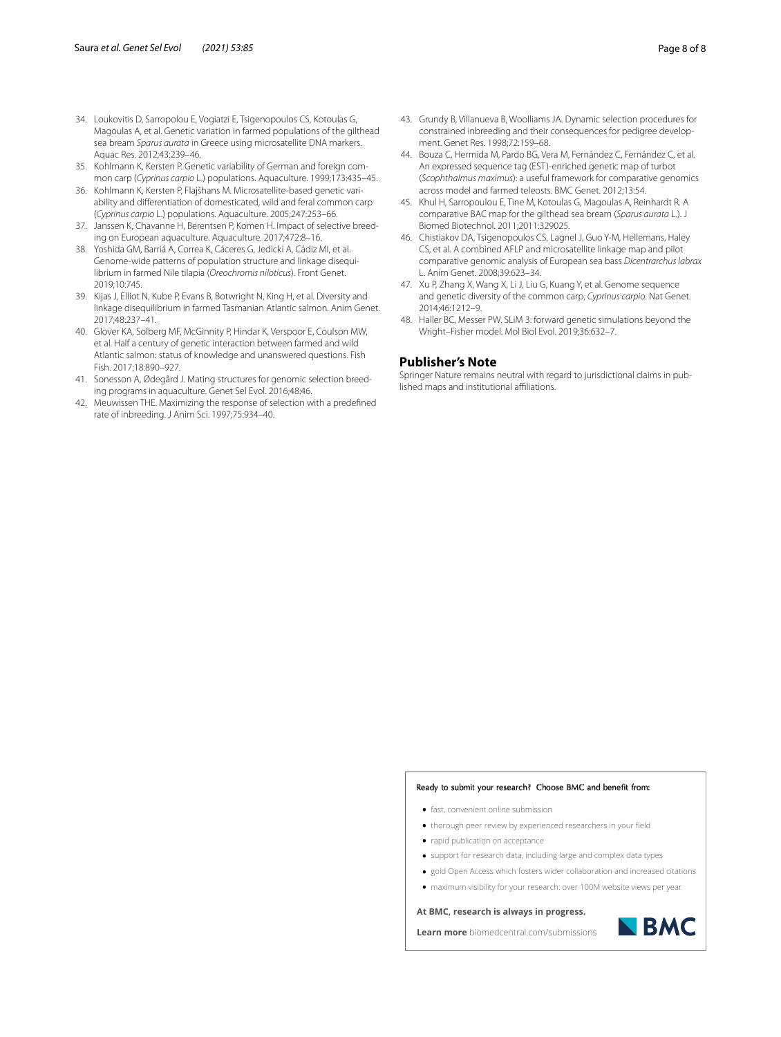34. Loukovitis D, Sarropolou E, Vogiatzi E, Tsigenopoulos CS, Kotoulas G, Magoulas A, et al. Genetic variation in farmed populations of the gilthead sea bream *Sparus aurata* in Greece using microsatellite DNA markers. Aquac Res. 2012;43:239–46.
35. Kohlmann K, Kersten P. Genetic variability of German and foreign common carp (*Cyprinus carpio* L.) populations. Aquaculture. 1999;173:435–45.
36. Kohlmann K, Kersten P, Flajšhans M. Microsatellite-based genetic variability and differentiation of domesticated, wild and feral common carp (*Cyprinus carpio* L.) populations. Aquaculture. 2005;247:253–66.
37. Janssen K, Chavanne H, Berentsen P, Komen H. Impact of selective breeding on European aquaculture. Aquaculture. 2017;472:8–16.
38. Yoshida GM, Barriá A, Correa K, Cáceres G, Jedicki A, Cádiz MI, et al. Genome-wide patterns of population structure and linkage disequilibrium in farmed Nile tilapia (*Oreochromis niloticus*). Front Genet. 2019;10:745.
39. Kijas J, Elliot N, Kube P, Evans B, Botwright N, King H, et al. Diversity and linkage disequilibrium in farmed Tasmanian Atlantic salmon. Anim Genet. 2017;48:237–41.
40. Glover KA, Solberg MF, McGinnity P, Hindar K, Verspoor E, Coulson MW, et al. Half a century of genetic interaction between farmed and wild Atlantic salmon: status of knowledge and unanswered questions. Fish Fish. 2017;18:890–927.
41. Sonesson A, Ødegård J. Mating structures for genomic selection breeding programs in aquaculture. Genet Sel Evol. 2016;48:46.
42. Meuwissen THE. Maximizing the response of selection with a predefined rate of inbreeding. J Anim Sci. 1997;75:934–40.
43. Grundy B, Villanueva B, Woolliams JA. Dynamic selection procedures for constrained inbreeding and their consequences for pedigree development. Genet Res. 1998;72:159–68.
44. Bouza C, Hermida M, Pardo BG, Vera M, Fernández C, Fernández C, et al. An expressed sequence tag (EST)-enriched genetic map of turbot (*Scophthalmus maximus*): a useful framework for comparative genomics across model and farmed teleosts. BMC Genet. 2012;13:54.
45. Khul H, Sarropoulou E, Tine M, Kotoulas G, Magoulas A, Reinhardt R. A comparative BAC map for the gilthead sea bream (*Sparus aurata* L.). J Biomed Biotechnol. 2011;2011:329025.
46. Chistiakov DA, Tsigenopoulos CS, Lagnel J, Guo Y-M, Hellemans, Haley CS, et al. A combined AFLP and microsatellite linkage map and pilot comparative genomic analysis of European sea bass *Dicentrarchus labrax* L. Anim Genet. 2008;39:623–34.
47. Xu P, Zhang X, Wang X, Li J, Liu G, Kuang Y, et al. Genome sequence and genetic diversity of the common carp, *Cyprinus carpio*. Nat Genet. 2014;46:1212–9.
48. Haller BC, Messer PW. SLiM 3: forward genetic simulations beyond the Wright–Fisher model. Mol Biol Evol. 2019;36:632–7.

## Publisher's Note

Springer Nature remains neutral with regard to jurisdictional claims in published maps and institutional affiliations.

Ready to submit your research? Choose BMC and benefit from:

- fast, convenient online submission
- thorough peer review by experienced researchers in your field
- rapid publication on acceptance
- support for research data, including large and complex data types
- gold Open Access which fosters wider collaboration and increased citations
- maximum visibility for your research: over 100M website views per year

**At BMC, research is always in progress.**

**Learn more** biomedcentral.com/submissions

BMC